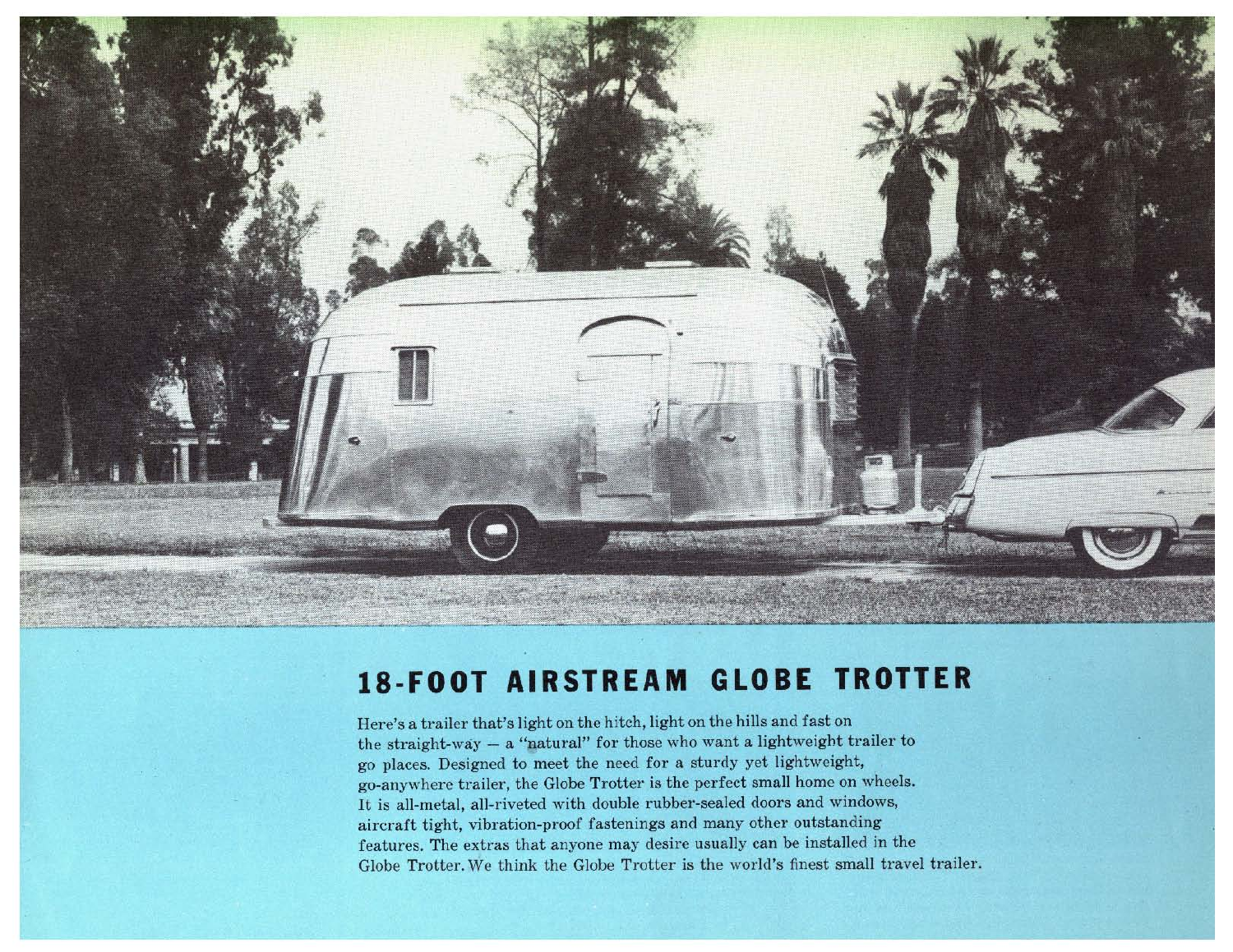## 18-FOOT AIRSTREAM GLOBE TROTTER

Here's a trailer that's light on the hitch, light on the hills and fast on the straight-way — a "natural" for those who want a lightweight trailer to go places. Designed to meet the need for a sturdy yet lightweight, go-anywhere trailer, the Globe Trotter is the perfect small home on wheels. It is all-metal, all-riveted with double rubber-sealed doors and windows, aircraft tight, vibration-proof fastenings and many other outstanding features. The extras that anyone may desire usually can be installed in the Globe Trotter. We think the Globe Trotter is the world's finest small travel trailer.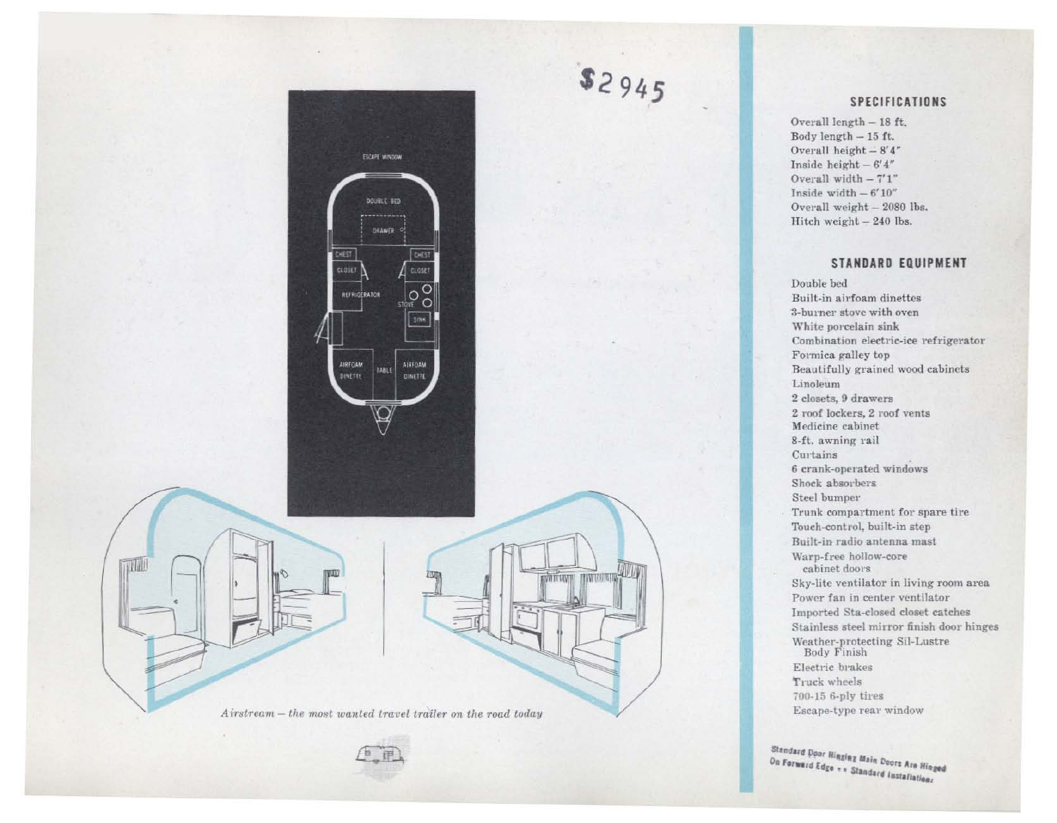$2945

ESCAPE WINDOW

DOUBLE BED

DRAWER

CHEST

CHEST

CLOSET

CLOSET

REFRIGERATOR

STOVE

SINK

AIRFOAM DINETTE

TABLE

AIRFOAM DINETTE

*Airstream — the most wanted travel trailer on the road today*

## SPECIFICATIONS

Overall length – 18 ft.
Body length – 15 ft.
Overall height – 8′4″
Inside height – 6′4″
Overall width – 7′1″
Inside width – 6′10″
Overall weight – 2080 lbs.
Hitch weight – 240 lbs.

## STANDARD EQUIPMENT

Double bed
Built-in airfoam dinettes
3-burner stove with oven
White porcelain sink
Combination electric-ice refrigerator
Formica galley top
Beautifully grained wood cabinets
Linoleum
2 closets, 9 drawers
2 roof lockers, 2 roof vents
Medicine cabinet
8-ft. awning rail
Curtains
6 crank-operated windows
Shock absorbers
Steel bumper
Trunk compartment for spare tire
Touch-control, built-in step
Built-in radio antenna mast
Warp-free hollow-core cabinet doors
Sky-lite ventilator in living room area
Power fan in center ventilator
Imported Sta-closed closet catches
Stainless steel mirror finish door hinges
Weather-protecting Sil-Lustre Body Finish
Electric brakes
Truck wheels
700-15 6-ply tires
Escape-type rear window

Standard Door Hinging Main Doors Are Hinged On Forward Edge — Standard Installation